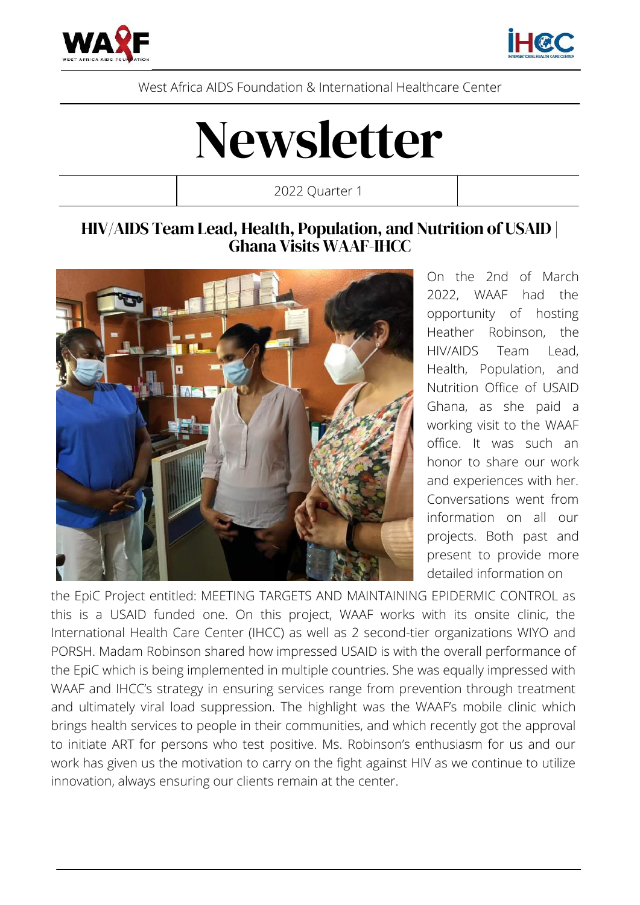West Africa AIDS Foundation & International Healthcare Center

# Newsletter

2022 Quarter 1

## HIV/AIDS Team Lead, Health, Population, and Nutrition of USAID | Ghana Visits WAAF-IHCC

On the 2nd of March 2022, WAAF had the opportunity of hosting Heather Robinson, the HIV/AIDS Team Lead, Health, Population, and Nutrition Office of USAID Ghana, as she paid a working visit to the WAAF office. It was such an honor to share our work and experiences with her. Conversations went from information on all our projects. Both past and present to provide more detailed information on the EpiC Project entitled: MEETING TARGETS AND MAINTAINING EPIDERMIC CONTROL as this is a USAID funded one. On this project, WAAF works with its onsite clinic, the International Health Care Center (IHCC) as well as 2 second-tier organizations WIYO and PORSH. Madam Robinson shared how impressed USAID is with the overall performance of the EpiC which is being implemented in multiple countries. She was equally impressed with WAAF and IHCC's strategy in ensuring services range from prevention through treatment and ultimately viral load suppression. The highlight was the WAAF's mobile clinic which brings health services to people in their communities, and which recently got the approval to initiate ART for persons who test positive. Ms. Robinson's enthusiasm for us and our work has given us the motivation to carry on the fight against HIV as we continue to utilize innovation, always ensuring our clients remain at the center.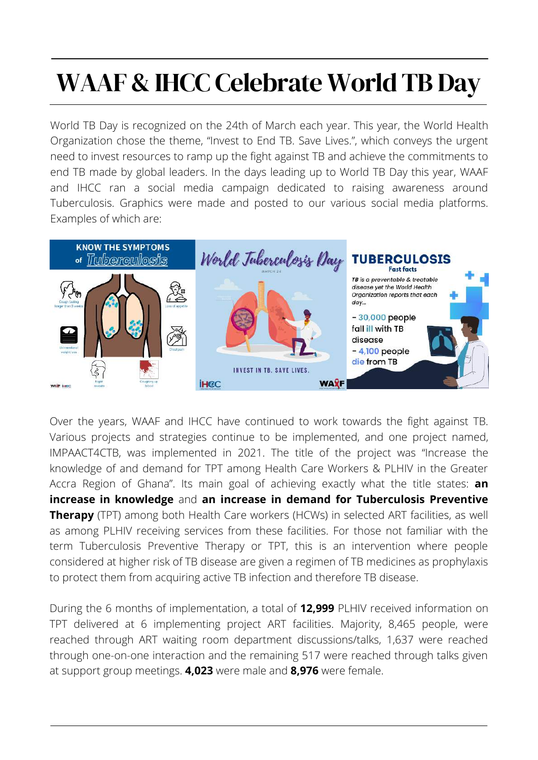# WAAF & IHCC Celebrate World TB Day

World TB Day is recognized on the 24th of March each year. This year, the World Health Organization chose the theme, "Invest to End TB. Save Lives.", which conveys the urgent need to invest resources to ramp up the fight against TB and achieve the commitments to end TB made by global leaders. In the days leading up to World TB Day this year, WAAF and IHCC ran a social media campaign dedicated to raising awareness around Tuberculosis. Graphics were made and posted to our various social media platforms. Examples of which are:

Over the years, WAAF and IHCC have continued to work towards the fight against TB. Various projects and strategies continue to be implemented, and one project named, IMPAACT4CTB, was implemented in 2021. The title of the project was "Increase the knowledge of and demand for TPT among Health Care Workers & PLHIV in the Greater Accra Region of Ghana". Its main goal of achieving exactly what the title states: **an increase in knowledge** and **an increase in demand for Tuberculosis Preventive Therapy** (TPT) among both Health Care workers (HCWs) in selected ART facilities, as well as among PLHIV receiving services from these facilities. For those not familiar with the term Tuberculosis Preventive Therapy or TPT, this is an intervention where people considered at higher risk of TB disease are given a regimen of TB medicines as prophylaxis to protect them from acquiring active TB infection and therefore TB disease.

During the 6 months of implementation, a total of **12,999** PLHIV received information on TPT delivered at 6 implementing project ART facilities. Majority, 8,465 people, were reached through ART waiting room department discussions/talks, 1,637 were reached through one-on-one interaction and the remaining 517 were reached through talks given at support group meetings. **4,023** were male and **8,976** were female.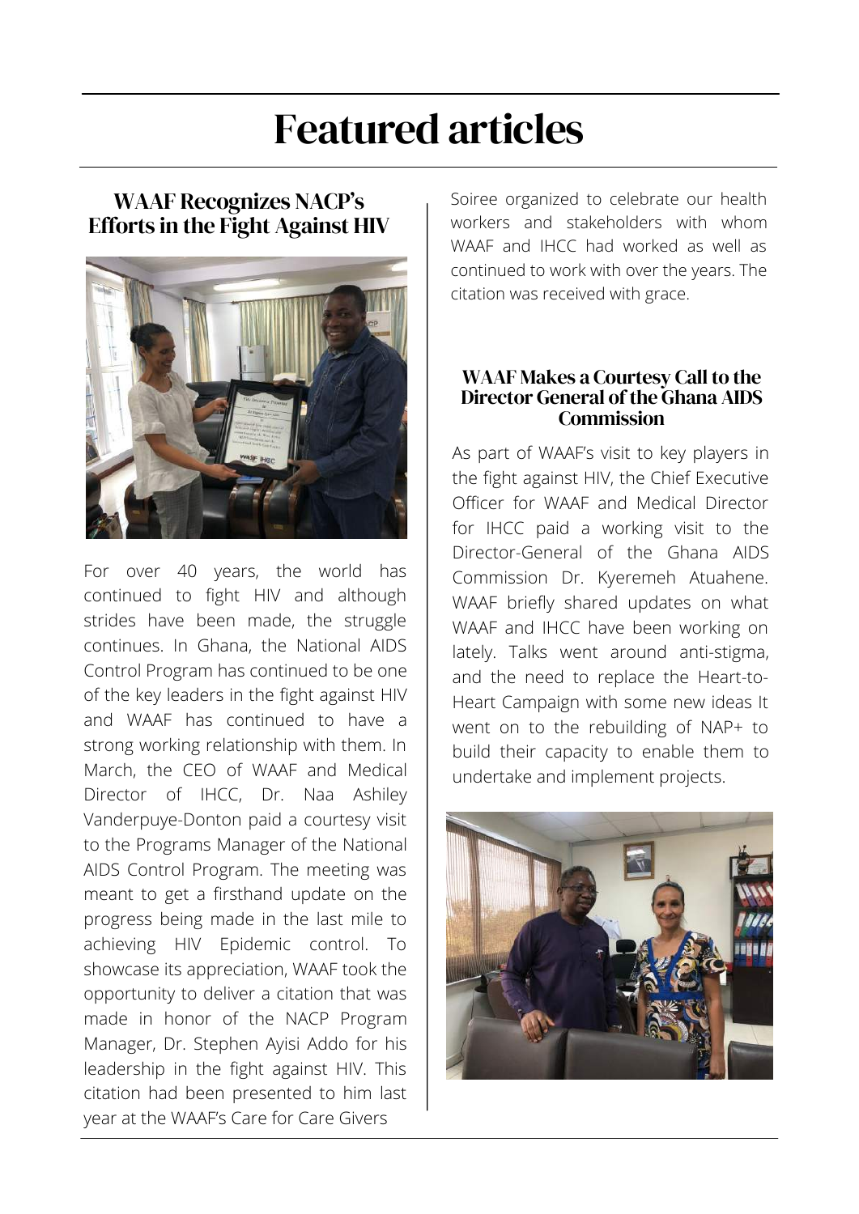# Featured articles

## WAAF Recognizes NACP's Efforts in the Fight Against HIV

For over 40 years, the world has continued to fight HIV and although strides have been made, the struggle continues. In Ghana, the National AIDS Control Program has continued to be one of the key leaders in the fight against HIV and WAAF has continued to have a strong working relationship with them. In March, the CEO of WAAF and Medical Director of IHCC, Dr. Naa Ashiley Vanderpuye-Donton paid a courtesy visit to the Programs Manager of the National AIDS Control Program. The meeting was meant to get a firsthand update on the progress being made in the last mile to achieving HIV Epidemic control. To showcase its appreciation, WAAF took the opportunity to deliver a citation that was made in honor of the NACP Program Manager, Dr. Stephen Ayisi Addo for his leadership in the fight against HIV. This citation had been presented to him last year at the WAAF's Care for Care Givers Soiree organized to celebrate our health workers and stakeholders with whom WAAF and IHCC had worked as well as continued to work with over the years. The citation was received with grace.

## WAAF Makes a Courtesy Call to the Director General of the Ghana AIDS Commission

As part of WAAF's visit to key players in the fight against HIV, the Chief Executive Officer for WAAF and Medical Director for IHCC paid a working visit to the Director-General of the Ghana AIDS Commission Dr. Kyeremeh Atuahene. WAAF briefly shared updates on what WAAF and IHCC have been working on lately. Talks went around anti-stigma, and the need to replace the Heart-to-Heart Campaign with some new ideas It went on to the rebuilding of NAP+ to build their capacity to enable them to undertake and implement projects.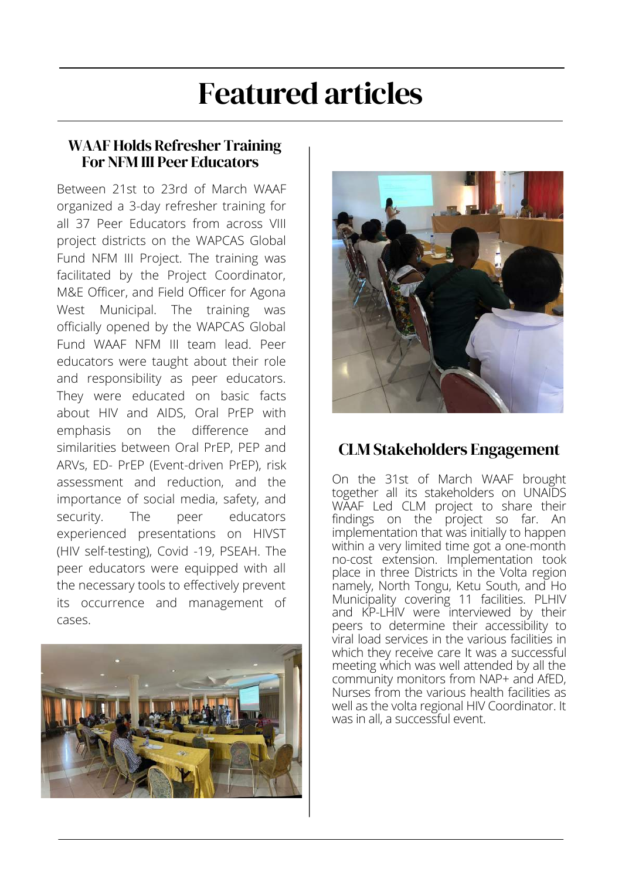# Featured articles

## WAAF Holds Refresher Training For NFM III Peer Educators

Between 21st to 23rd of March WAAF organized a 3-day refresher training for all 37 Peer Educators from across VIII project districts on the WAPCAS Global Fund NFM III Project. The training was facilitated by the Project Coordinator, M&E Officer, and Field Officer for Agona West Municipal. The training was officially opened by the WAPCAS Global Fund WAAF NFM III team lead. Peer educators were taught about their role and responsibility as peer educators. They were educated on basic facts about HIV and AIDS, Oral PrEP with emphasis on the difference and similarities between Oral PrEP, PEP and ARVs, ED- PrEP (Event-driven PrEP), risk assessment and reduction, and the importance of social media, safety, and security. The peer educators experienced presentations on HIVST (HIV self-testing), Covid -19, PSEAH. The peer educators were equipped with all the necessary tools to effectively prevent its occurrence and management of cases.

## CLM Stakeholders Engagement

On the 31st of March WAAF brought together all its stakeholders on UNAIDS WAAF Led CLM project to share their findings on the project so far. An implementation that was initially to happen within a very limited time got a one-month no-cost extension. Implementation took place in three Districts in the Volta region namely, North Tongu, Ketu South, and Ho Municipality covering 11 facilities. PLHIV and KP-LHIV were interviewed by their peers to determine their accessibility to viral load services in the various facilities in which they receive care It was a successful meeting which was well attended by all the community monitors from NAP+ and AfED, Nurses from the various health facilities as well as the volta regional HIV Coordinator. It was in all, a successful event.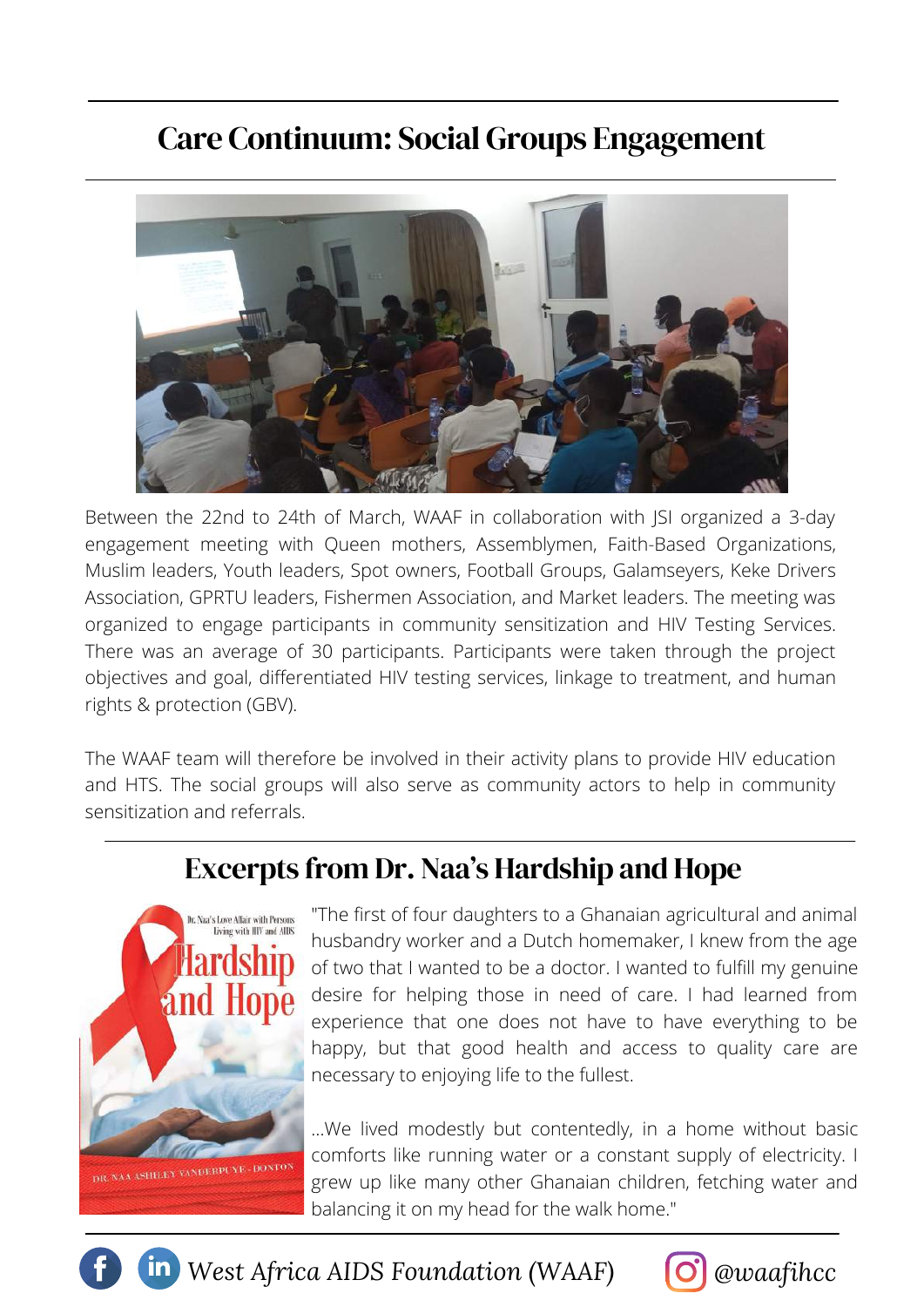## Care Continuum: Social Groups Engagement

Between the 22nd to 24th of March, WAAF in collaboration with JSI organized a 3-day engagement meeting with Queen mothers, Assemblymen, Faith-Based Organizations, Muslim leaders, Youth leaders, Spot owners, Football Groups, Galamseyers, Keke Drivers Association, GPRTU leaders, Fishermen Association, and Market leaders. The meeting was organized to engage participants in community sensitization and HIV Testing Services. There was an average of 30 participants. Participants were taken through the project objectives and goal, differentiated HIV testing services, linkage to treatment, and human rights & protection (GBV).

The WAAF team will therefore be involved in their activity plans to provide HIV education and HTS. The social groups will also serve as community actors to help in community sensitization and referrals.

## Excerpts from Dr. Naa's Hardship and Hope

"The first of four daughters to a Ghanaian agricultural and animal husbandry worker and a Dutch homemaker, I knew from the age of two that I wanted to be a doctor. I wanted to fulfill my genuine desire for helping those in need of care. I had learned from experience that one does not have to have everything to be happy, but that good health and access to quality care are necessary to enjoying life to the fullest.

...We lived modestly but contentedly, in a home without basic comforts like running water or a constant supply of electricity. I grew up like many other Ghanaian children, fetching water and balancing it on my head for the walk home."

West Africa AIDS Foundation (WAAF) @waafihcc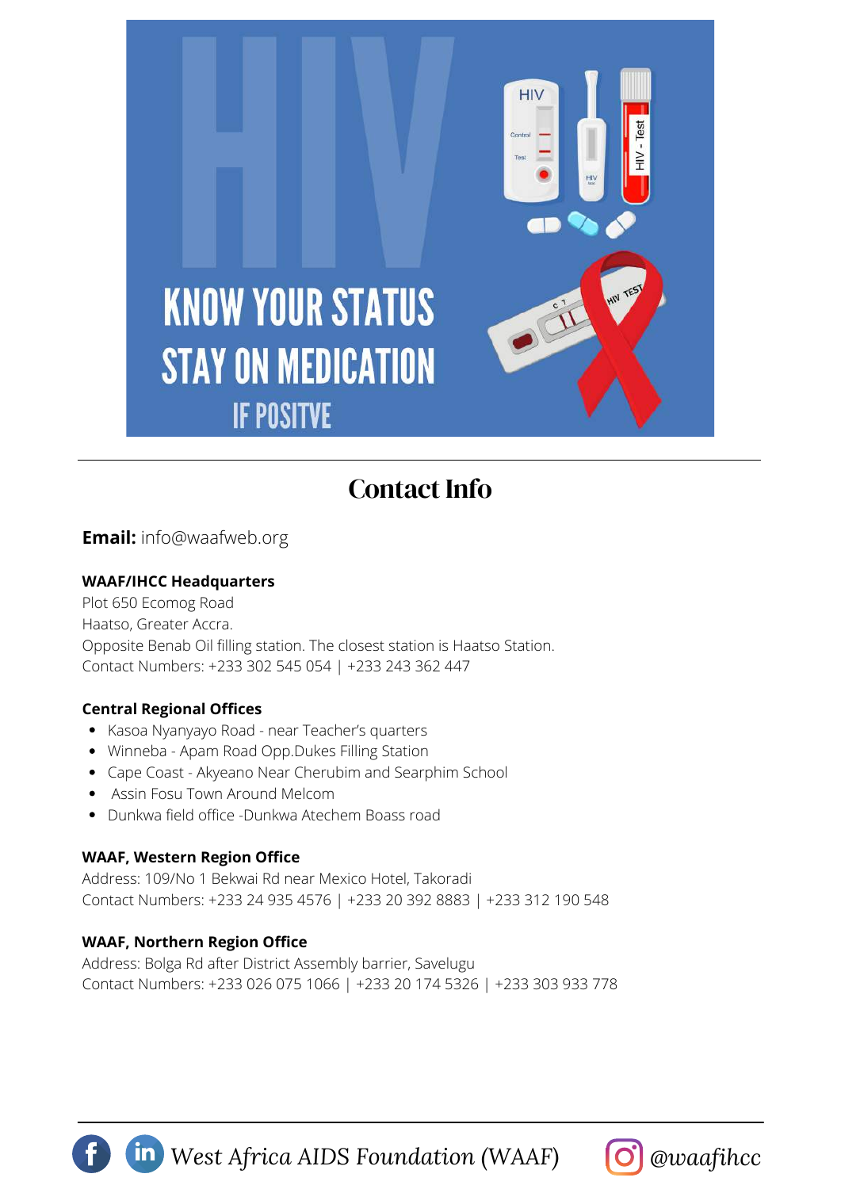KNOW YOUR STATUS

STAY ON MEDICATION

IF POSITVE

## Contact Info

**Email:** info@waafweb.org

**WAAF/IHCC Headquarters**
Plot 650 Ecomog Road
Haatso, Greater Accra.
Opposite Benab Oil filling station. The closest station is Haatso Station.
Contact Numbers: +233 302 545 054 | +233 243 362 447

**Central Regional Offices**

- Kasoa Nyanyayo Road - near Teacher's quarters
- Winneba - Apam Road Opp.Dukes Filling Station
- Cape Coast - Akyeano Near Cherubim and Searphim School
- Assin Fosu Town Around Melcom
- Dunkwa field office -Dunkwa Atechem Boass road

**WAAF, Western Region Office**
Address: 109/No 1 Bekwai Rd near Mexico Hotel, Takoradi
Contact Numbers: +233 24 935 4576 | +233 20 392 8883 | +233 312 190 548

**WAAF, Northern Region Office**
Address: Bolga Rd after District Assembly barrier, Savelugu
Contact Numbers: +233 026 075 1066 | +233 20 174 5326 | +233 303 933 778

West Africa AIDS Foundation (WAAF) @waafihcc